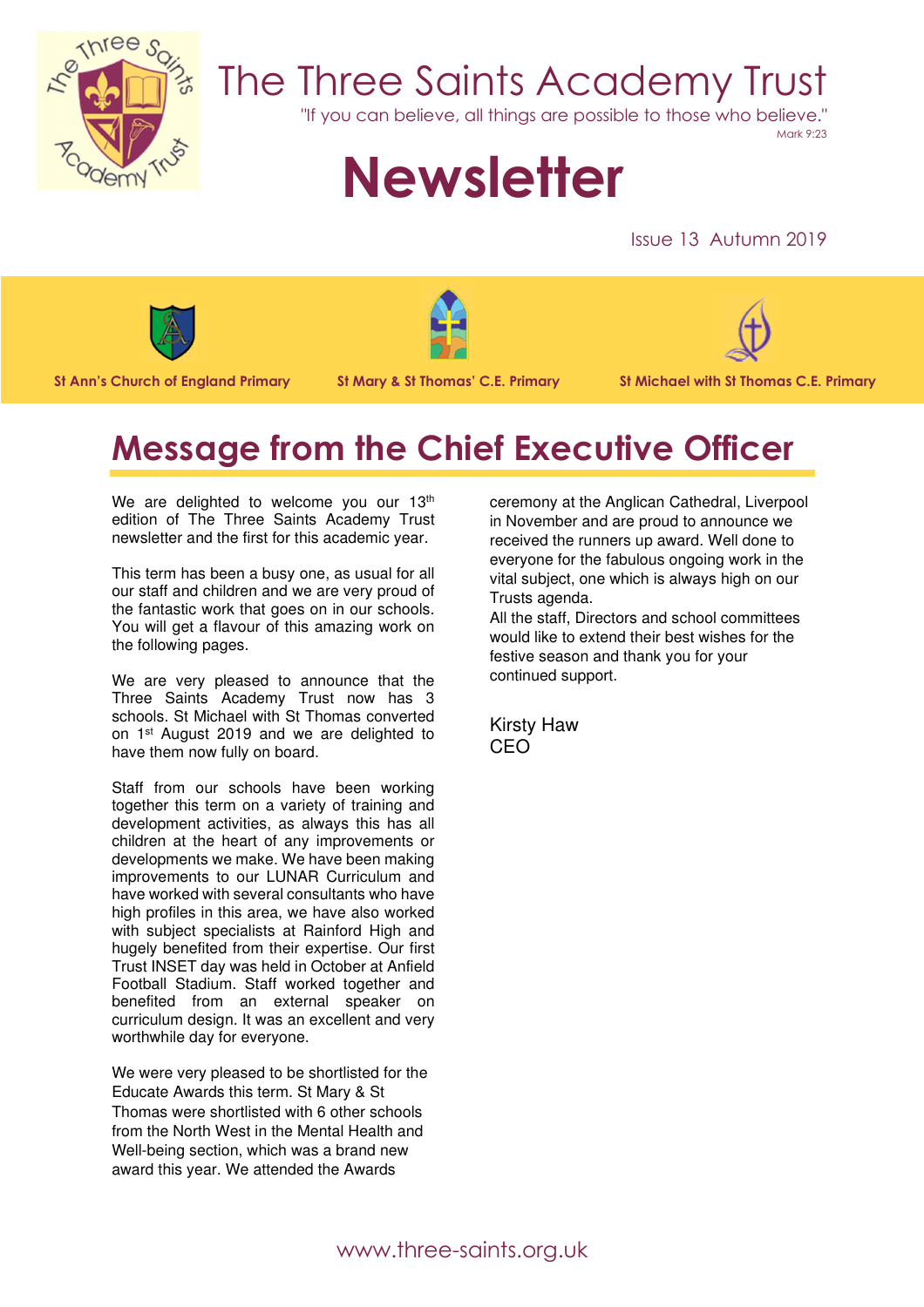# The Three Saints Academy Trust

"If you can believe, all things are possible to those who believe."
Mark 9:23

# Newsletter

Issue 13 Autumn 2019

St Ann's Church of England Primary | St Mary & St Thomas' C.E. Primary | St Michael with St Thomas C.E. Primary

## Message from the Chief Executive Officer

We are delighted to welcome you our 13th edition of The Three Saints Academy Trust newsletter and the first for this academic year.

This term has been a busy one, as usual for all our staff and children and we are very proud of the fantastic work that goes on in our schools. You will get a flavour of this amazing work on the following pages.

We are very pleased to announce that the Three Saints Academy Trust now has 3 schools. St Michael with St Thomas converted on 1st August 2019 and we are delighted to have them now fully on board.

Staff from our schools have been working together this term on a variety of training and development activities, as always this has all children at the heart of any improvements or developments we make. We have been making improvements to our LUNAR Curriculum and have worked with several consultants who have high profiles in this area, we have also worked with subject specialists at Rainford High and hugely benefited from their expertise. Our first Trust INSET day was held in October at Anfield Football Stadium. Staff worked together and benefited from an external speaker on curriculum design. It was an excellent and very worthwhile day for everyone.

We were very pleased to be shortlisted for the Educate Awards this term. St Mary & St Thomas were shortlisted with 6 other schools from the North West in the Mental Health and Well-being section, which was a brand new award this year. We attended the Awards ceremony at the Anglican Cathedral, Liverpool in November and are proud to announce we received the runners up award. Well done to everyone for the fabulous ongoing work in the vital subject, one which is always high on our Trusts agenda.

All the staff, Directors and school committees would like to extend their best wishes for the festive season and thank you for your continued support.

Kirsty Haw
CEO

www.three-saints.org.uk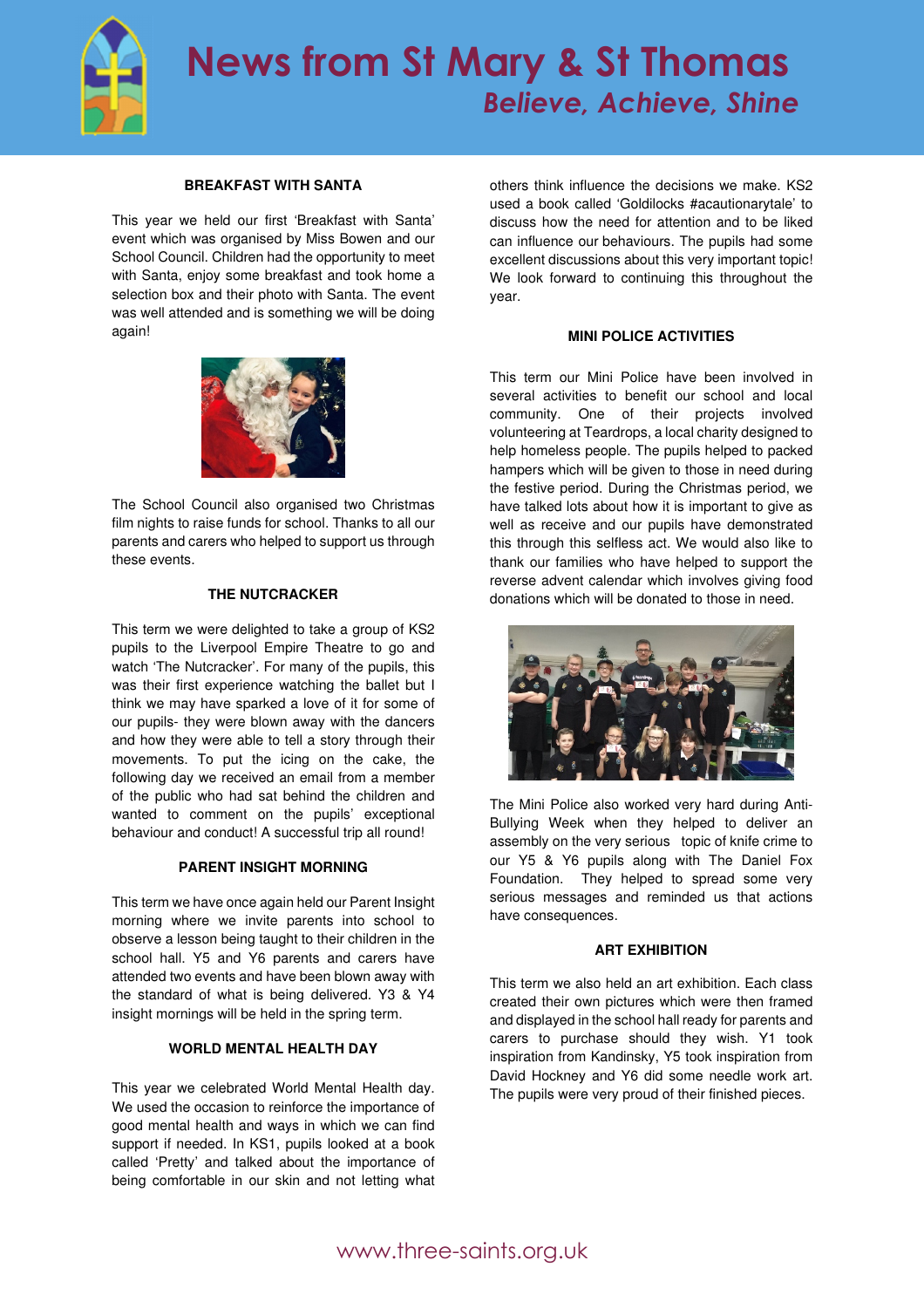# News from St Mary & St Thomas

*Believe, Achieve, Shine*

### BREAKFAST WITH SANTA

This year we held our first 'Breakfast with Santa' event which was organised by Miss Bowen and our School Council. Children had the opportunity to meet with Santa, enjoy some breakfast and took home a selection box and their photo with Santa. The event was well attended and is something we will be doing again!

The School Council also organised two Christmas film nights to raise funds for school. Thanks to all our parents and carers who helped to support us through these events.

### THE NUTCRACKER

This term we were delighted to take a group of KS2 pupils to the Liverpool Empire Theatre to go and watch 'The Nutcracker'. For many of the pupils, this was their first experience watching the ballet but I think we may have sparked a love of it for some of our pupils- they were blown away with the dancers and how they were able to tell a story through their movements. To put the icing on the cake, the following day we received an email from a member of the public who had sat behind the children and wanted to comment on the pupils' exceptional behaviour and conduct! A successful trip all round!

### PARENT INSIGHT MORNING

This term we have once again held our Parent Insight morning where we invite parents into school to observe a lesson being taught to their children in the school hall. Y5 and Y6 parents and carers have attended two events and have been blown away with the standard of what is being delivered. Y3 & Y4 insight mornings will be held in the spring term.

### WORLD MENTAL HEALTH DAY

This year we celebrated World Mental Health day. We used the occasion to reinforce the importance of good mental health and ways in which we can find support if needed. In KS1, pupils looked at a book called 'Pretty' and talked about the importance of being comfortable in our skin and not letting what others think influence the decisions we make. KS2 used a book called 'Goldilocks #acautionarytale' to discuss how the need for attention and to be liked can influence our behaviours. The pupils had some excellent discussions about this very important topic! We look forward to continuing this throughout the year.

### MINI POLICE ACTIVITIES

This term our Mini Police have been involved in several activities to benefit our school and local community. One of their projects involved volunteering at Teardrops, a local charity designed to help homeless people. The pupils helped to packed hampers which will be given to those in need during the festive period. During the Christmas period, we have talked lots about how it is important to give as well as receive and our pupils have demonstrated this through this selfless act. We would also like to thank our families who have helped to support the reverse advent calendar which involves giving food donations which will be donated to those in need.

The Mini Police also worked very hard during Anti-Bullying Week when they helped to deliver an assembly on the very serious topic of knife crime to our Y5 & Y6 pupils along with The Daniel Fox Foundation. They helped to spread some very serious messages and reminded us that actions have consequences.

### ART EXHIBITION

This term we also held an art exhibition. Each class created their own pictures which were then framed and displayed in the school hall ready for parents and carers to purchase should they wish. Y1 took inspiration from Kandinsky, Y5 took inspiration from David Hockney and Y6 did some needle work art. The pupils were very proud of their finished pieces.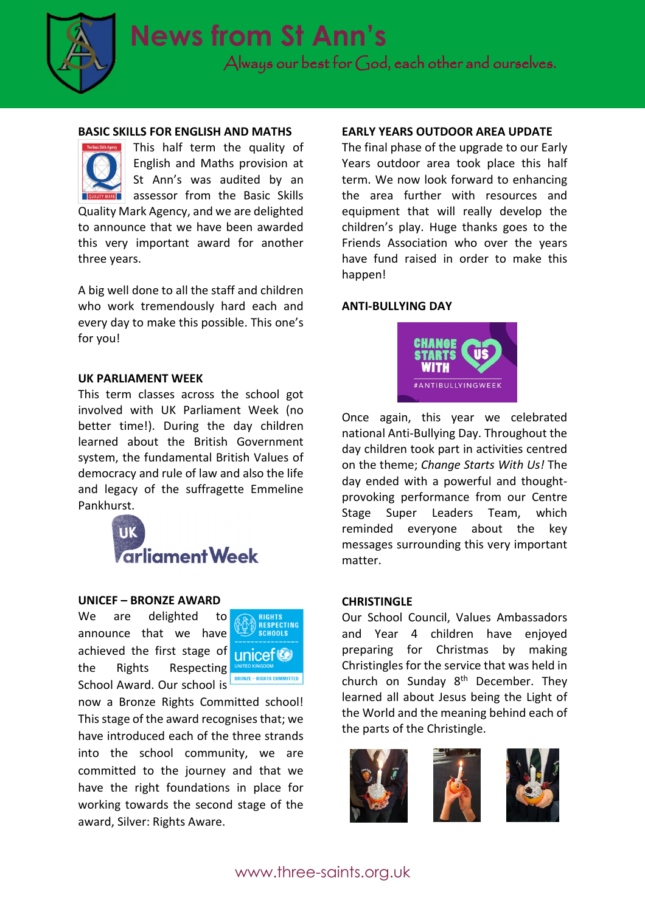# News from St Ann's

Always our best for God, each other and ourselves.

## BASIC SKILLS FOR ENGLISH AND MATHS

This half term the quality of English and Maths provision at St Ann's was audited by an assessor from the Basic Skills Quality Mark Agency, and we are delighted to announce that we have been awarded this very important award for another three years.

A big well done to all the staff and children who work tremendously hard each and every day to make this possible. This one's for you!

## UK PARLIAMENT WEEK

This term classes across the school got involved with UK Parliament Week (no better time!). During the day children learned about the British Government system, the fundamental British Values of democracy and rule of law and also the life and legacy of the suffragette Emmeline Pankhurst.

## UNICEF – BRONZE AWARD

We are delighted to announce that we have achieved the first stage of the Rights Respecting School Award. Our school is now a Bronze Rights Committed school! This stage of the award recognises that; we have introduced each of the three strands into the school community, we are committed to the journey and that we have the right foundations in place for working towards the second stage of the award, Silver: Rights Aware.

## EARLY YEARS OUTDOOR AREA UPDATE

The final phase of the upgrade to our Early Years outdoor area took place this half term. We now look forward to enhancing the area further with resources and equipment that will really develop the children's play. Huge thanks goes to the Friends Association who over the years have fund raised in order to make this happen!

## ANTI-BULLYING DAY

Once again, this year we celebrated national Anti-Bullying Day. Throughout the day children took part in activities centred on the theme; *Change Starts With Us!* The day ended with a powerful and thought-provoking performance from our Centre Stage Super Leaders Team, which reminded everyone about the key messages surrounding this very important matter.

## CHRISTINGLE

Our School Council, Values Ambassadors and Year 4 children have enjoyed preparing for Christmas by making Christingles for the service that was held in church on Sunday 8th December. They learned all about Jesus being the Light of the World and the meaning behind each of the parts of the Christingle.

www.three-saints.org.uk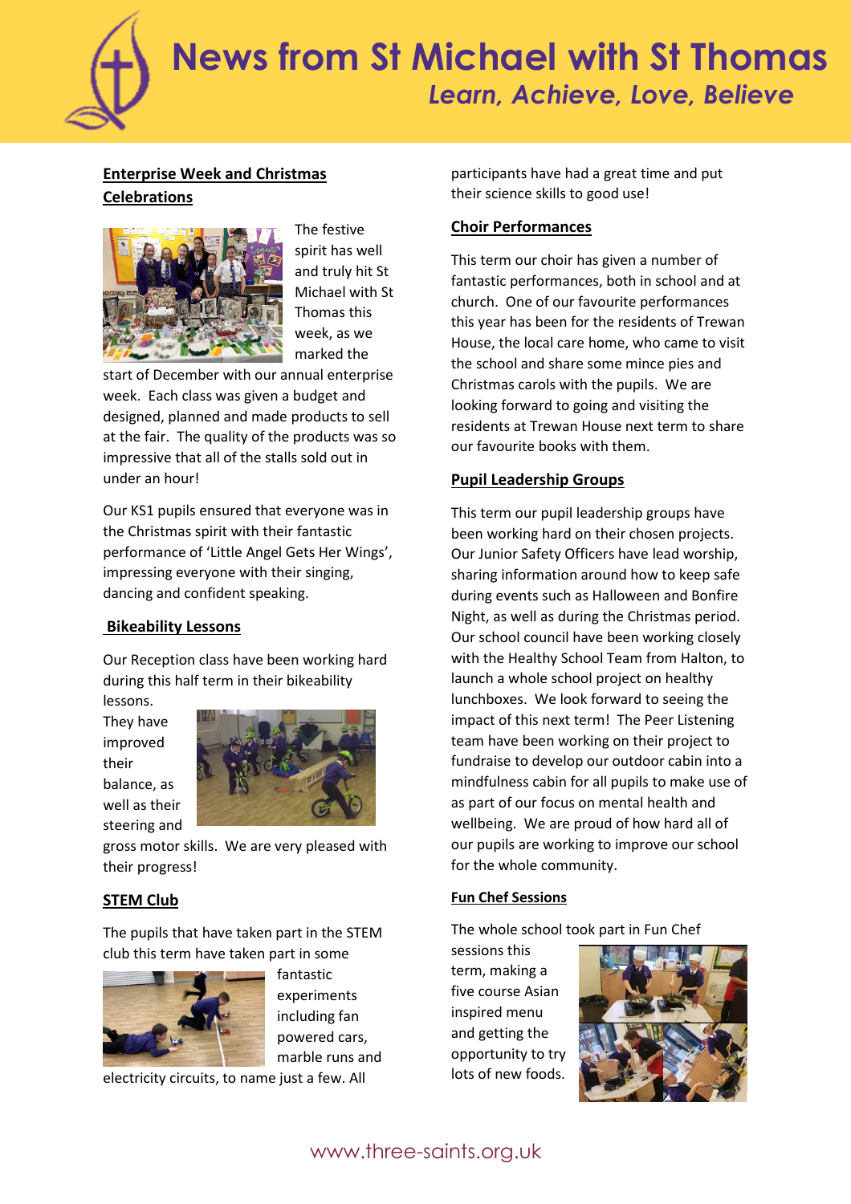# News from St Michael with St Thomas

*Learn, Achieve, Love, Believe*

## Enterprise Week and Christmas Celebrations

The festive spirit has well and truly hit St Michael with St Thomas this week, as we marked the start of December with our annual enterprise week. Each class was given a budget and designed, planned and made products to sell at the fair. The quality of the products was so impressive that all of the stalls sold out in under an hour!

Our KS1 pupils ensured that everyone was in the Christmas spirit with their fantastic performance of 'Little Angel Gets Her Wings', impressing everyone with their singing, dancing and confident speaking.

## Bikeability Lessons

Our Reception class have been working hard during this half term in their bikeability lessons. They have improved their balance, as well as their steering and gross motor skills. We are very pleased with their progress!

## STEM Club

The pupils that have taken part in the STEM club this term have taken part in some fantastic experiments including fan powered cars, marble runs and electricity circuits, to name just a few. All participants have had a great time and put their science skills to good use!

## Choir Performances

This term our choir has given a number of fantastic performances, both in school and at church. One of our favourite performances this year has been for the residents of Trewan House, the local care home, who came to visit the school and share some mince pies and Christmas carols with the pupils. We are looking forward to going and visiting the residents at Trewan House next term to share our favourite books with them.

## Pupil Leadership Groups

This term our pupil leadership groups have been working hard on their chosen projects. Our Junior Safety Officers have lead worship, sharing information around how to keep safe during events such as Halloween and Bonfire Night, as well as during the Christmas period. Our school council have been working closely with the Healthy School Team from Halton, to launch a whole school project on healthy lunchboxes. We look forward to seeing the impact of this next term! The Peer Listening team have been working on their project to fundraise to develop our outdoor cabin into a mindfulness cabin for all pupils to make use of as part of our focus on mental health and wellbeing. We are proud of how hard all of our pupils are working to improve our school for the whole community.

## Fun Chef Sessions

The whole school took part in Fun Chef sessions this term, making a five course Asian inspired menu and getting the opportunity to try lots of new foods.

www.three-saints.org.uk